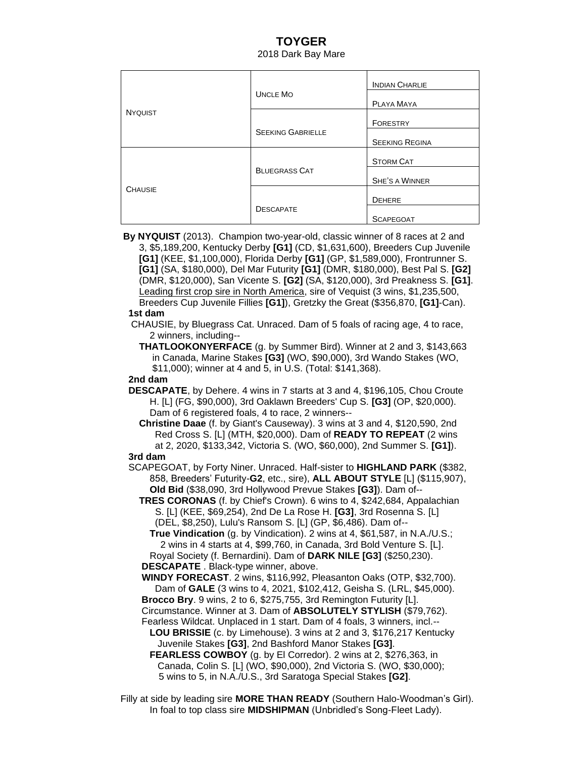# TOYGER

2018 Dark Bay Mare

| | | |
|---|---|---|
| NYQUIST | UNCLE MO | INDIAN CHARLIE |
| | | PLAYA MAYA |
| | SEEKING GABRIELLE | FORESTRY |
| | | SEEKING REGINA |
| CHAUSIE | BLUEGRASS CAT | STORM CAT |
| | | SHE'S A WINNER |
| | DESCAPATE | DEHERE |
| | | SCAPEGOAT |

**By NYQUIST** (2013). Champion two-year-old, classic winner of 8 races at 2 and 3, $5,189,200, Kentucky Derby **[G1]** (CD, $1,631,600), Breeders Cup Juvenile **[G1]** (KEE, $1,100,000), Florida Derby **[G1]** (GP, $1,589,000), Frontrunner S. **[G1]** (SA, $180,000), Del Mar Futurity **[G1]** (DMR, $180,000), Best Pal S. **[G2]** (DMR, $120,000), San Vicente S. **[G2]** (SA, $120,000), 3rd Preakness S. **[G1]**. <u>Leading first crop sire in North America</u>, sire of Vequist (3 wins, $1,235,500, Breeders Cup Juvenile Fillies **[G1]**), Gretzky the Great ($356,870, **[G1]**-Can).

**1st dam**

CHAUSIE, by Bluegrass Cat. Unraced. Dam of 5 foals of racing age, 4 to race, 2 winners, including--

**THATLOOKONYERFACE** (g. by Summer Bird). Winner at 2 and 3, $143,663 in Canada, Marine Stakes **[G3]** (WO, $90,000), 3rd Wando Stakes (WO, $11,000); winner at 4 and 5, in U.S. (Total: $141,368).

**2nd dam**

**DESCAPATE**, by Dehere. 4 wins in 7 starts at 3 and 4, $196,105, Chou Croute H. [L] (FG, $90,000), 3rd Oaklawn Breeders' Cup S. **[G3]** (OP, $20,000). Dam of 6 registered foals, 4 to race, 2 winners--

**Christine Daae** (f. by Giant's Causeway). 3 wins at 3 and 4, $120,590, 2nd Red Cross S. [L] (MTH, $20,000). Dam of **READY TO REPEAT** (2 wins at 2, 2020, $133,342, Victoria S. (WO, $60,000), 2nd Summer S. **[G1]**).

**3rd dam**

SCAPEGOAT, by Forty Niner. Unraced. Half-sister to **HIGHLAND PARK** ($382, 858, Breeders' Futurity-**G2**, etc., sire), **ALL ABOUT STYLE** [L] ($115,907), **Old Bid** ($38,090, 3rd Hollywood Prevue Stakes **[G3]**). Dam of--

**TRES CORONAS** (f. by Chief's Crown). 6 wins to 4, $242,684, Appalachian S. [L] (KEE, $69,254), 2nd De La Rose H. **[G3]**, 3rd Rosenna S. [L] (DEL, $8,250), Lulu's Ransom S. [L] (GP, $6,486). Dam of--

**True Vindication** (g. by Vindication). 2 wins at 4, $61,587, in N.A./U.S.; 2 wins in 4 starts at 4, $99,760, in Canada, 3rd Bold Venture S. [L].

Royal Society (f. Bernardini). Dam of **DARK NILE [G3]** ($250,230).

**DESCAPATE** . Black-type winner, above.

**WINDY FORECAST**. 2 wins, $116,992, Pleasanton Oaks (OTP, $32,700). Dam of **GALE** (3 wins to 4, 2021, $102,412, Geisha S. (LRL, $45,000).

**Brocco Bry**. 9 wins, 2 to 6, $275,755, 3rd Remington Futurity [L].

Circumstance. Winner at 3. Dam of **ABSOLUTELY STYLISH** ($79,762).

Fearless Wildcat. Unplaced in 1 start. Dam of 4 foals, 3 winners, incl.--

**LOU BRISSIE** (c. by Limehouse). 3 wins at 2 and 3, $176,217 Kentucky Juvenile Stakes **[G3]**, 2nd Bashford Manor Stakes **[G3]**.

**FEARLESS COWBOY** (g. by El Corredor). 2 wins at 2, $276,363, in Canada, Colin S. [L] (WO, $90,000), 2nd Victoria S. (WO, $30,000); 5 wins to 5, in N.A./U.S., 3rd Saratoga Special Stakes **[G2]**.

Filly at side by leading sire **MORE THAN READY** (Southern Halo-Woodman's Girl).
In foal to top class sire **MIDSHIPMAN** (Unbridled's Song-Fleet Lady).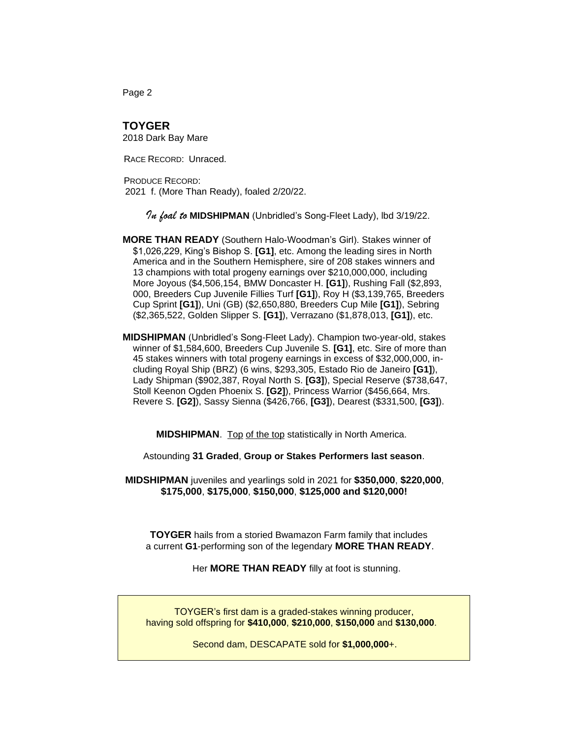## TOYGER

2018 Dark Bay Mare

RACE RECORD: Unraced.

PRODUCE RECORD:
2021 f. (More Than Ready), foaled 2/20/22.

*In foal to* **MIDSHIPMAN** (Unbridled's Song-Fleet Lady), lbd 3/19/22.

**MORE THAN READY** (Southern Halo-Woodman's Girl). Stakes winner of $1,026,229, King's Bishop S. **[G1]**, etc. Among the leading sires in North America and in the Southern Hemisphere, sire of 208 stakes winners and 13 champions with total progeny earnings over $210,000,000, including More Joyous ($4,506,154, BMW Doncaster H. **[G1]**), Rushing Fall ($2,893, 000, Breeders Cup Juvenile Fillies Turf **[G1]**), Roy H ($3,139,765, Breeders Cup Sprint **[G1]**), Uni (GB) ($2,650,880, Breeders Cup Mile **[G1]**), Sebring ($2,365,522, Golden Slipper S. **[G1]**), Verrazano ($1,878,013, **[G1]**), etc.

**MIDSHIPMAN** (Unbridled's Song-Fleet Lady). Champion two-year-old, stakes winner of $1,584,600, Breeders Cup Juvenile S. **[G1]**, etc. Sire of more than 45 stakes winners with total progeny earnings in excess of $32,000,000, including Royal Ship (BRZ) (6 wins, $293,305, Estado Rio de Janeiro **[G1]**), Lady Shipman ($902,387, Royal North S. **[G3]**), Special Reserve ($738,647, Stoll Keenon Ogden Phoenix S. **[G2]**), Princess Warrior ($456,664, Mrs. Revere S. **[G2]**), Sassy Sienna ($426,766, **[G3]**), Dearest ($331,500, **[G3]**).

**MIDSHIPMAN**. Top of the top statistically in North America.

Astounding **31 Graded**, **Group or Stakes Performers last season**.

**MIDSHIPMAN** juveniles and yearlings sold in 2021 for **$350,000**, **$220,000**, **$175,000**, **$175,000**, **$150,000**, **$125,000 and $120,000!**

**TOYGER** hails from a storied Bwamazon Farm family that includes a current **G1**-performing son of the legendary **MORE THAN READY**.

Her **MORE THAN READY** filly at foot is stunning.

TOYGER's first dam is a graded-stakes winning producer, having sold offspring for **$410,000**, **$210,000**, **$150,000** and **$130,000**.

Second dam, DESCAPATE sold for **$1,000,000**+.